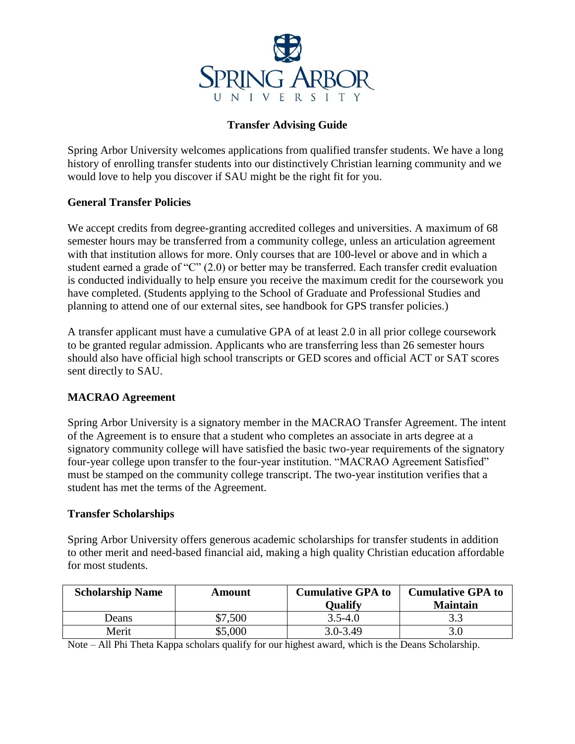# Transfer Advising Guide

Spring Arbor University welcomes applications from qualified transfer students. We have a long history of enrolling transfer students into our distinctively Christian learning community and we would love to help you discover if SAU might be the right fit for you.

## General Transfer Policies

We accept credits from degree-granting accredited colleges and universities. A maximum of 68 semester hours may be transferred from a community college, unless an articulation agreement with that institution allows for more. Only courses that are 100-level or above and in which a student earned a grade of "C" (2.0) or better may be transferred. Each transfer credit evaluation is conducted individually to help ensure you receive the maximum credit for the coursework you have completed. (Students applying to the School of Graduate and Professional Studies and planning to attend one of our external sites, see handbook for GPS transfer policies.)

A transfer applicant must have a cumulative GPA of at least 2.0 in all prior college coursework to be granted regular admission. Applicants who are transferring less than 26 semester hours should also have official high school transcripts or GED scores and official ACT or SAT scores sent directly to SAU.

## MACRAO Agreement

Spring Arbor University is a signatory member in the MACRAO Transfer Agreement. The intent of the Agreement is to ensure that a student who completes an associate in arts degree at a signatory community college will have satisfied the basic two-year requirements of the signatory four-year college upon transfer to the four-year institution. "MACRAO Agreement Satisfied" must be stamped on the community college transcript. The two-year institution verifies that a student has met the terms of the Agreement.

## Transfer Scholarships

Spring Arbor University offers generous academic scholarships for transfer students in addition to other merit and need-based financial aid, making a high quality Christian education affordable for most students.

| Scholarship Name | Amount | Cumulative GPA to Qualify | Cumulative GPA to Maintain |
|---|---|---|---|
| Deans | $7,500 | 3.5-4.0 | 3.3 |
| Merit | $5,000 | 3.0-3.49 | 3.0 |

Note – All Phi Theta Kappa scholars qualify for our highest award, which is the Deans Scholarship.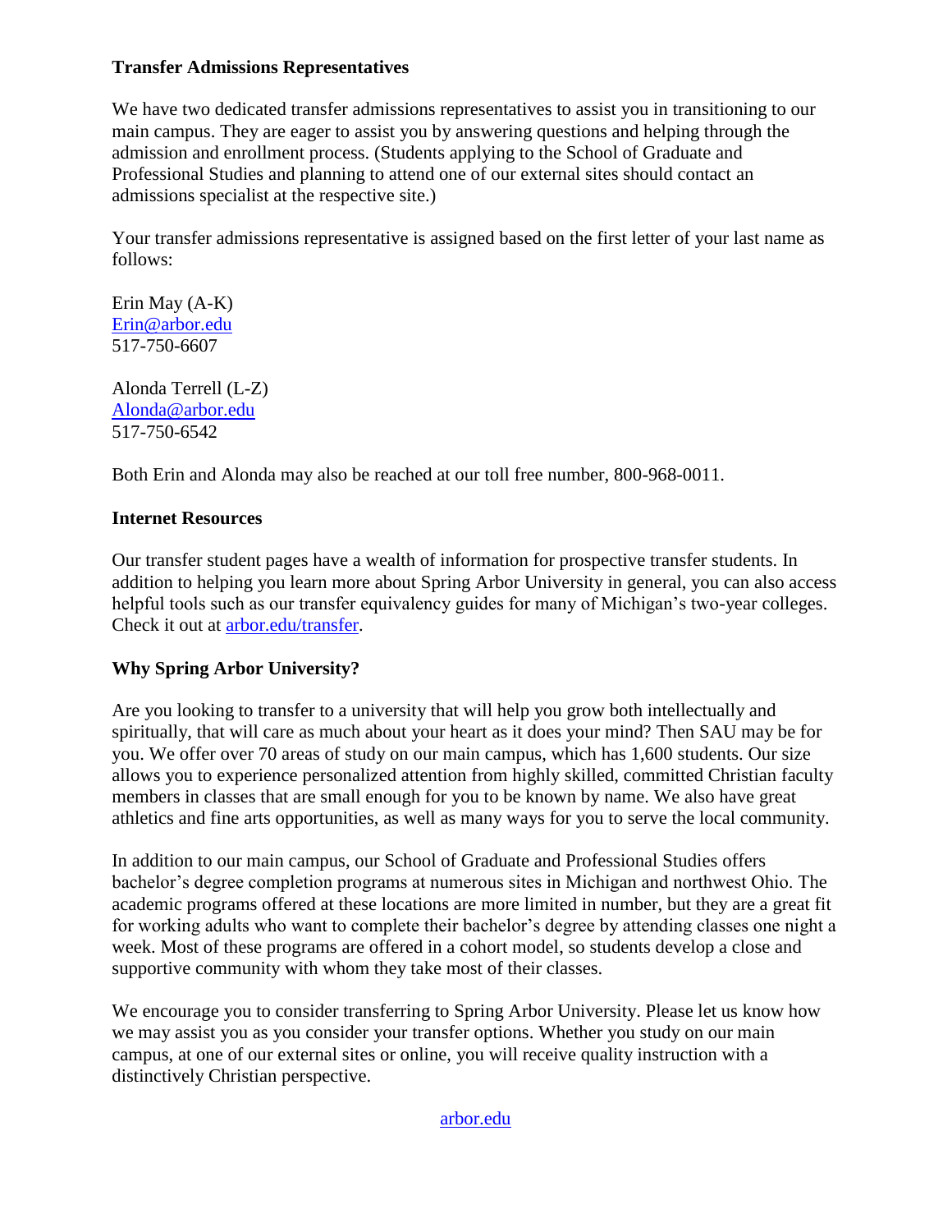**Transfer Admissions Representatives**

We have two dedicated transfer admissions representatives to assist you in transitioning to our main campus. They are eager to assist you by answering questions and helping through the admission and enrollment process. (Students applying to the School of Graduate and Professional Studies and planning to attend one of our external sites should contact an admissions specialist at the respective site.)

Your transfer admissions representative is assigned based on the first letter of your last name as follows:

Erin May (A-K)  
[Erin@arbor.edu](mailto:Erin@arbor.edu)  
517-750-6607

Alonda Terrell (L-Z)  
[Alonda@arbor.edu](mailto:Alonda@arbor.edu)  
517-750-6542

Both Erin and Alonda may also be reached at our toll free number, 800-968-0011.

**Internet Resources**

Our transfer student pages have a wealth of information for prospective transfer students. In addition to helping you learn more about Spring Arbor University in general, you can also access helpful tools such as our transfer equivalency guides for many of Michigan's two-year colleges. Check it out at [arbor.edu/transfer](http://arbor.edu/transfer).

**Why Spring Arbor University?**

Are you looking to transfer to a university that will help you grow both intellectually and spiritually, that will care as much about your heart as it does your mind? Then SAU may be for you. We offer over 70 areas of study on our main campus, which has 1,600 students. Our size allows you to experience personalized attention from highly skilled, committed Christian faculty members in classes that are small enough for you to be known by name. We also have great athletics and fine arts opportunities, as well as many ways for you to serve the local community.

In addition to our main campus, our School of Graduate and Professional Studies offers bachelor's degree completion programs at numerous sites in Michigan and northwest Ohio. The academic programs offered at these locations are more limited in number, but they are a great fit for working adults who want to complete their bachelor's degree by attending classes one night a week. Most of these programs are offered in a cohort model, so students develop a close and supportive community with whom they take most of their classes.

We encourage you to consider transferring to Spring Arbor University. Please let us know how we may assist you as you consider your transfer options. Whether you study on our main campus, at one of our external sites or online, you will receive quality instruction with a distinctively Christian perspective.

[arbor.edu](http://arbor.edu)